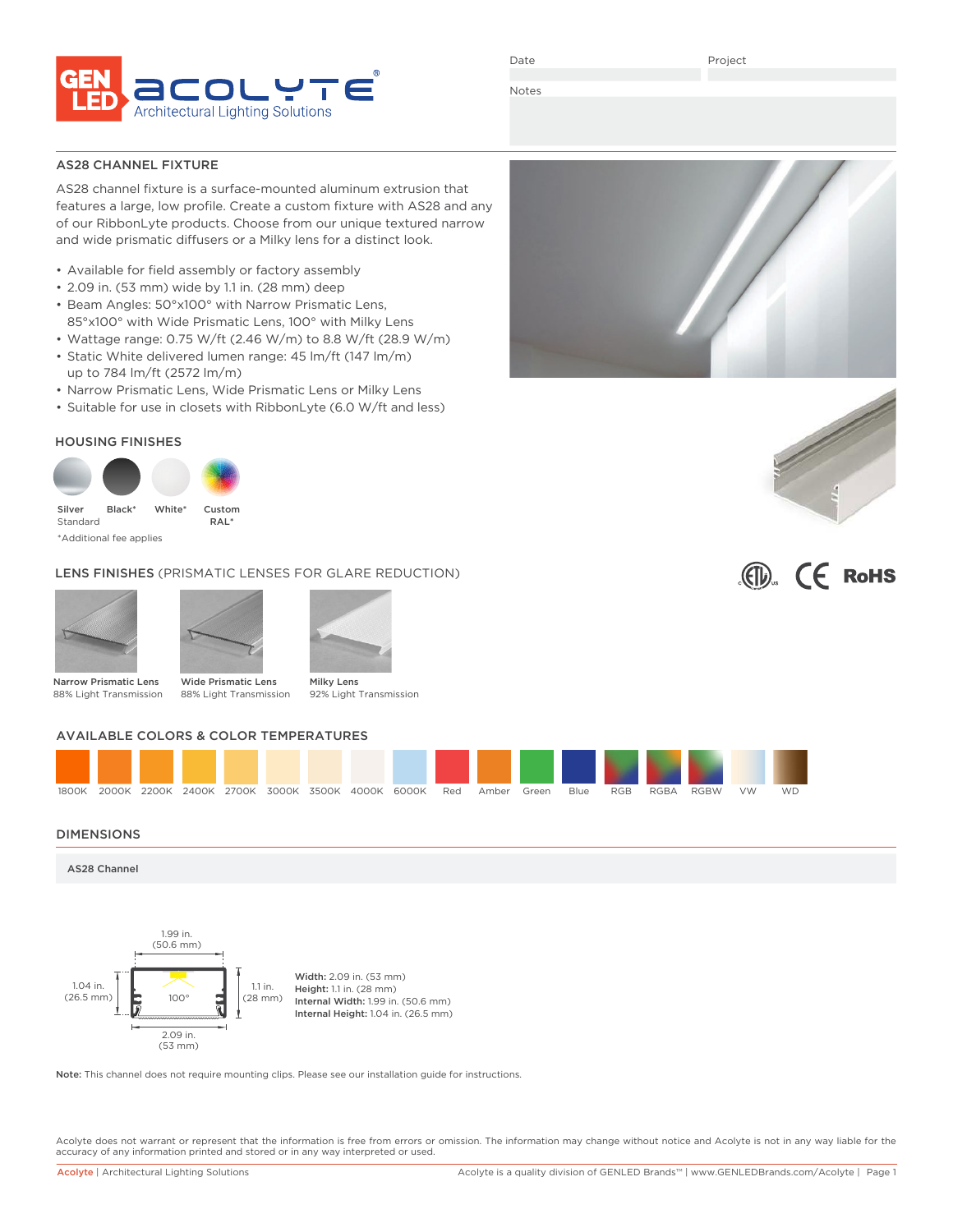GEN LED ACOLYTE®
Architectural Lighting Solutions

Date

Project

Notes

## AS28 CHANNEL FIXTURE

AS28 channel fixture is a surface-mounted aluminum extrusion that features a large, low profile. Create a custom fixture with AS28 and any of our RibbonLyte products. Choose from our unique textured narrow and wide prismatic diffusers or a Milky lens for a distinct look.

- Available for field assembly or factory assembly
- 2.09 in. (53 mm) wide by 1.1 in. (28 mm) deep
- Beam Angles: 50°x100° with Narrow Prismatic Lens, 85°x100° with Wide Prismatic Lens, 100° with Milky Lens
- Wattage range: 0.75 W/ft (2.46 W/m) to 8.8 W/ft (28.9 W/m)
- Static White delivered lumen range: 45 lm/ft (147 lm/m) up to 784 lm/ft (2572 lm/m)
- Narrow Prismatic Lens, Wide Prismatic Lens or Milky Lens
- Suitable for use in closets with RibbonLyte (6.0 W/ft and less)

### HOUSING FINISHES

Silver Standard | Black* | White* | Custom RAL*

*Additional fee applies

### LENS FINISHES (PRISMATIC LENSES FOR GLARE REDUCTION)

- Narrow Prismatic Lens – 88% Light Transmission
- Wide Prismatic Lens – 88% Light Transmission
- Milky Lens – 92% Light Transmission

### AVAILABLE COLORS & COLOR TEMPERATURES

1800K | 2000K | 2200K | 2400K | 2700K | 3000K | 3500K | 4000K | 6000K | Red | Amber | Green | Blue | RGB | RGBA | RGBW | VW | WD

## DIMENSIONS

**AS28 Channel**

1.99 in. (50.6 mm)
1.04 in. (26.5 mm)
1.1 in. (28 mm)
100°
2.09 in. (53 mm)

**Width:** 2.09 in. (53 mm)
**Height:** 1.1 in. (28 mm)
**Internal Width:** 1.99 in. (50.6 mm)
**Internal Height:** 1.04 in. (26.5 mm)

**Note:** This channel does not require mounting clips. Please see our installation guide for instructions.

Acolyte does not warrant or represent that the information is free from errors or omission. The information may change without notice and Acolyte is not in any way liable for the accuracy of any information printed and stored or in any way interpreted or used.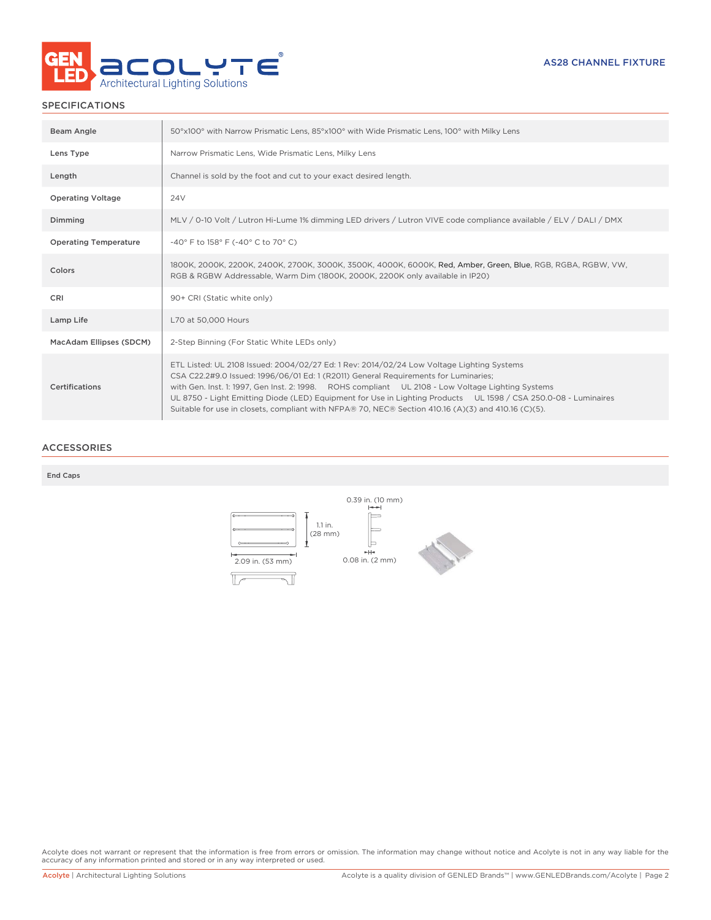AS28 CHANNEL FIXTURE

## SPECIFICATIONS

| | |
|---|---|
| Beam Angle | 50°x100° with Narrow Prismatic Lens, 85°x100° with Wide Prismatic Lens, 100° with Milky Lens |
| Lens Type | Narrow Prismatic Lens, Wide Prismatic Lens, Milky Lens |
| Length | Channel is sold by the foot and cut to your exact desired length. |
| Operating Voltage | 24V |
| Dimming | MLV / 0-10 Volt / Lutron Hi-Lume 1% dimming LED drivers / Lutron VIVE code compliance available / ELV / DALI / DMX |
| Operating Temperature | -40° F to 158° F (-40° C to 70° C) |
| Colors | 1800K, 2000K, 2200K, 2400K, 2700K, 3000K, 3500K, 4000K, 6000K, Red, Amber, Green, Blue, RGB, RGBA, RGBW, VW, RGB & RGBW Addressable, Warm Dim (1800K, 2000K, 2200K only available in IP20) |
| CRI | 90+ CRI (Static white only) |
| Lamp Life | L70 at 50,000 Hours |
| MacAdam Ellipses (SDCM) | 2-Step Binning (For Static White LEDs only) |
| Certifications | ETL Listed: UL 2108 Issued: 2004/02/27 Ed: 1 Rev: 2014/02/24 Low Voltage Lighting Systems<br>CSA C22.2#9.0 Issued: 1996/06/01 Ed: 1 (R2011) General Requirements for Luminaries;<br>with Gen. Inst. 1: 1997, Gen Inst. 2: 1998. ROHS compliant UL 2108 - Low Voltage Lighting Systems<br>UL 8750 - Light Emitting Diode (LED) Equipment for Use in Lighting Products UL 1598 / CSA 250.0-08 - Luminaires<br>Suitable for use in closets, compliant with NFPA® 70, NEC® Section 410.16 (A)(3) and 410.16 (C)(5). |

## ACCESSORIES

**End Caps**

0.39 in. (10 mm)

1.1 in. (28 mm)

2.09 in. (53 mm)

0.08 in. (2 mm)

Acolyte does not warrant or represent that the information is free from errors or omission. The information may change without notice and Acolyte is not in any way liable for the accuracy of any information printed and stored or in any way interpreted or used.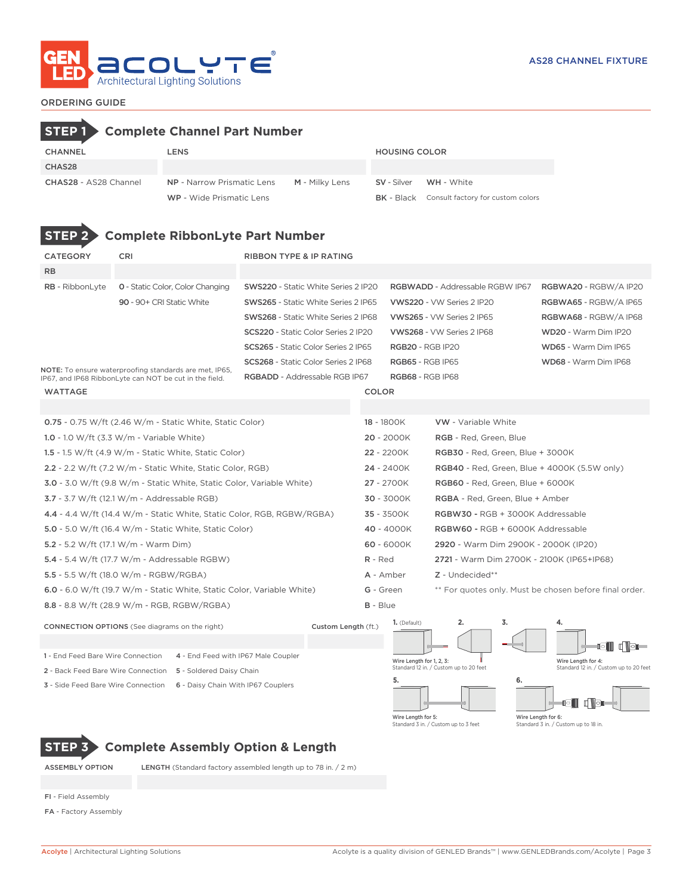ORDERING GUIDE

## STEP 1 Complete Channel Part Number

| CHANNEL | LENS | | HOUSING COLOR | |
|---|---|---|---|---|
| CHAS28 | | | | |
| **CHAS28** - AS28 Channel | **NP** - Narrow Prismatic Lens | **M** - Milky Lens | **SV** - Silver | **WH** - White |
| | **WP** - Wide Prismatic Lens | | **BK** - Black | Consult factory for custom colors |

## STEP 2 Complete RibbonLyte Part Number

| CATEGORY | CRI | RIBBON TYPE & IP RATING | | |
|---|---|---|---|---|
| RB | | | | |
| **RB** - RibbonLyte | **0** - Static Color, Color Changing | **SWS220** - Static White Series 2 IP20 | **RGBWADD** - Addressable RGBW IP67 | **RGBWA20** - RGBW/A IP20 |
| | **90** - 90+ CRI Static White | **SWS265** - Static White Series 2 IP65 | **VWS220** - VW Series 2 IP20 | **RGBWA65** - RGBW/A IP65 |
| | | **SWS268** - Static White Series 2 IP68 | **VWS265** - VW Series 2 IP65 | **RGBWA68** - RGBW/A IP68 |
| | | **SCS220** - Static Color Series 2 IP20 | **VWS268** - VW Series 2 IP68 | **WD20** - Warm Dim IP20 |
| | | **SCS265** - Static Color Series 2 IP65 | **RGB20** - RGB IP20 | **WD65** - Warm Dim IP65 |
| | | **SCS268** - Static Color Series 2 IP68 | **RGB65** - RGB IP65 | **WD68** - Warm Dim IP68 |
| | | **RGBADD** - Addressable RGB IP67 | **RGB68** - RGB IP68 | |

**NOTE:** To ensure waterproofing standards are met, IP65, IP67, and IP68 RibbonLyte can NOT be cut in the field.

| WATTAGE | COLOR | |
|---|---|---|
| | | |
| **0.75** - 0.75 W/ft (2.46 W/m - Static White, Static Color) | **18** - 1800K | **VW** - Variable White |
| **1.0** - 1.0 W/ft (3.3 W/m - Variable White) | **20** - 2000K | **RGB** - Red, Green, Blue |
| **1.5** - 1.5 W/ft (4.9 W/m - Static White, Static Color) | **22** - 2200K | **RGB30** - Red, Green, Blue + 3000K |
| **2.2** - 2.2 W/ft (7.2 W/m - Static White, Static Color, RGB) | **24** - 2400K | **RGB40** - Red, Green, Blue + 4000K (5.5W only) |
| **3.0** - 3.0 W/ft (9.8 W/m - Static White, Static Color, Variable White) | **27** - 2700K | **RGB60** - Red, Green, Blue + 6000K |
| **3.7** - 3.7 W/ft (12.1 W/m - Addressable RGB) | **30** - 3000K | **RGBA** - Red, Green, Blue + Amber |
| **4.4** - 4.4 W/ft (14.4 W/m - Static White, Static Color, RGB, RGBW/RGBA) | **35** - 3500K | **RGBW30** - RGB + 3000K Addressable |
| **5.0** - 5.0 W/ft (16.4 W/m - Static White, Static Color) | **40** - 4000K | **RGBW60** - RGB + 6000K Addressable |
| **5.2** - 5.2 W/ft (17.1 W/m - Warm Dim) | **60** - 6000K | **2920** - Warm Dim 2900K - 2000K (IP20) |
| **5.4** - 5.4 W/ft (17.7 W/m - Addressable RGBW) | **R** - Red | **2721** - Warm Dim 2700K - 2100K (IP65+IP68) |
| **5.5** - 5.5 W/ft (18.0 W/m - RGBW/RGBA) | **A** - Amber | **Z** - Undecided** |
| **6.0** - 6.0 W/ft (19.7 W/m - Static White, Static Color, Variable White) | **G** - Green | ** For quotes only. Must be chosen before final order. |
| **8.8** - 8.8 W/ft (28.9 W/m - RGB, RGBW/RGBA) | **B** - Blue | |

| CONNECTION OPTIONS (See diagrams on the right) | | Custom Length (ft.) |
|---|---|---|
| | | |
| **1** - End Feed Bare Wire Connection | **4** - End Feed with IP67 Male Coupler | |
| **2** - Back Feed Bare Wire Connection | **5** - Soldered Daisy Chain | |
| **3** - Side Feed Bare Wire Connection | **6** - Daisy Chain With IP67 Couplers | |

1. (Default) 2. 3. 4.

Wire Length for 1, 2, 3: Standard 12 in. / Custom up to 20 feet

Wire Length for 4: Standard 12 in. / Custom up to 20 feet

5. 6.

Wire Length for 5: Standard 3 in. / Custom up to 3 feet

Wire Length for 6: Standard 3 in. / Custom up to 18 in.

## STEP 3 Complete Assembly Option & Length

| ASSEMBLY OPTION | LENGTH (Standard factory assembled length up to 78 in. / 2 m) |
|---|---|
| | |
| **FI** - Field Assembly | |
| **FA** - Factory Assembly | |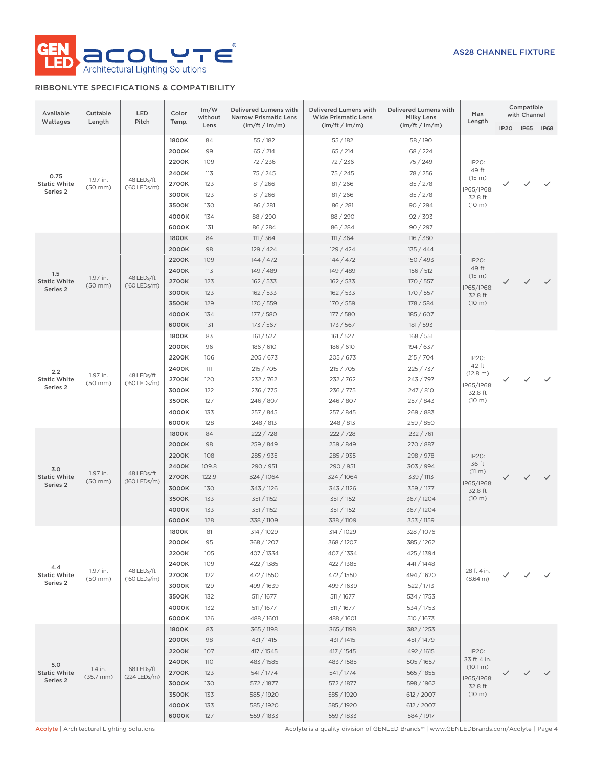## RIBBONLYTE SPECIFICATIONS & COMPATIBILITY

| Available Wattages | Cuttable Length | LED Pitch | Color Temp. | lm/W without Lens | Delivered Lumens with Narrow Prismatic Lens (lm/ft / lm/m) | Delivered Lumens with Wide Prismatic Lens (lm/ft / lm/m) | Delivered Lumens with Milky Lens (lm/ft / lm/m) | Max Length | Compatible with Channel | | |
|---|---|---|---|---|---|---|---|---|---|---|---|
| | | | | | | | | | IP20 | IP65 | IP68 |
| 0.75 Static White Series 2 | 1.97 in. (50 mm) | 48 LEDs/ft (160 LEDs/m) | 1800K | 84 | 55 / 182 | 55 / 182 | 58 / 190 | IP20: 49 ft (15 m) IP65/IP68: 32.8 ft (10 m) | ✓ | ✓ | ✓ |
| | | | 2000K | 99 | 65 / 214 | 65 / 214 | 68 / 224 | | | | |
| | | | 2200K | 109 | 72 / 236 | 72 / 236 | 75 / 249 | | | | |
| | | | 2400K | 113 | 75 / 245 | 75 / 245 | 78 / 256 | | | | |
| | | | 2700K | 123 | 81 / 266 | 81 / 266 | 85 / 278 | | | | |
| | | | 3000K | 123 | 81 / 266 | 81 / 266 | 85 / 278 | | | | |
| | | | 3500K | 130 | 86 / 281 | 86 / 281 | 90 / 294 | | | | |
| | | | 4000K | 134 | 88 / 290 | 88 / 290 | 92 / 303 | | | | |
| | | | 6000K | 131 | 86 / 284 | 86 / 284 | 90 / 297 | | | | |
| 1.5 Static White Series 2 | 1.97 in. (50 mm) | 48 LEDs/ft (160 LEDs/m) | 1800K | 84 | 111 / 364 | 111 / 364 | 116 / 380 | IP20: 49 ft (15 m) IP65/IP68: 32.8 ft (10 m) | ✓ | ✓ | ✓ |
| | | | 2000K | 98 | 129 / 424 | 129 / 424 | 135 / 444 | | | | |
| | | | 2200K | 109 | 144 / 472 | 144 / 472 | 150 / 493 | | | | |
| | | | 2400K | 113 | 149 / 489 | 149 / 489 | 156 / 512 | | | | |
| | | | 2700K | 123 | 162 / 533 | 162 / 533 | 170 / 557 | | | | |
| | | | 3000K | 123 | 162 / 533 | 162 / 533 | 170 / 557 | | | | |
| | | | 3500K | 129 | 170 / 559 | 170 / 559 | 178 / 584 | | | | |
| | | | 4000K | 134 | 177 / 580 | 177 / 580 | 185 / 607 | | | | |
| | | | 6000K | 131 | 173 / 567 | 173 / 567 | 181 / 593 | | | | |
| 2.2 Static White Series 2 | 1.97 in. (50 mm) | 48 LEDs/ft (160 LEDs/m) | 1800K | 83 | 161 / 527 | 161 / 527 | 168 / 551 | IP20: 42 ft (12.8 m) IP65/IP68: 32.8 ft (10 m) | ✓ | ✓ | ✓ |
| | | | 2000K | 96 | 186 / 610 | 186 / 610 | 194 / 637 | | | | |
| | | | 2200K | 106 | 205 / 673 | 205 / 673 | 215 / 704 | | | | |
| | | | 2400K | 111 | 215 / 705 | 215 / 705 | 225 / 737 | | | | |
| | | | 2700K | 120 | 232 / 762 | 232 / 762 | 243 / 797 | | | | |
| | | | 3000K | 122 | 236 / 775 | 236 / 775 | 247 / 810 | | | | |
| | | | 3500K | 127 | 246 / 807 | 246 / 807 | 257 / 843 | | | | |
| | | | 4000K | 133 | 257 / 845 | 257 / 845 | 269 / 883 | | | | |
| | | | 6000K | 128 | 248 / 813 | 248 / 813 | 259 / 850 | | | | |
| 3.0 Static White Series 2 | 1.97 in. (50 mm) | 48 LEDs/ft (160 LEDs/m) | 1800K | 84 | 222 / 728 | 222 / 728 | 232 / 761 | IP20: 36 ft (11 m) IP65/IP68: 32.8 ft (10 m) | ✓ | ✓ | ✓ |
| | | | 2000K | 98 | 259 / 849 | 259 / 849 | 270 / 887 | | | | |
| | | | 2200K | 108 | 285 / 935 | 285 / 935 | 298 / 978 | | | | |
| | | | 2400K | 109.8 | 290 / 951 | 290 / 951 | 303 / 994 | | | | |
| | | | 2700K | 122.9 | 324 / 1064 | 324 / 1064 | 339 / 1113 | | | | |
| | | | 3000K | 130 | 343 / 1126 | 343 / 1126 | 359 / 1177 | | | | |
| | | | 3500K | 133 | 351 / 1152 | 351 / 1152 | 367 / 1204 | | | | |
| | | | 4000K | 133 | 351 / 1152 | 351 / 1152 | 367 / 1204 | | | | |
| | | | 6000K | 128 | 338 / 1109 | 338 / 1109 | 353 / 1159 | | | | |
| 4.4 Static White Series 2 | 1.97 in. (50 mm) | 48 LEDs/ft (160 LEDs/m) | 1800K | 81 | 314 / 1029 | 314 / 1029 | 328 / 1076 | 28 ft 4 in. (8.64 m) | ✓ | ✓ | ✓ |
| | | | 2000K | 95 | 368 / 1207 | 368 / 1207 | 385 / 1262 | | | | |
| | | | 2200K | 105 | 407 / 1334 | 407 / 1334 | 425 / 1394 | | | | |
| | | | 2400K | 109 | 422 / 1385 | 422 / 1385 | 441 / 1448 | | | | |
| | | | 2700K | 122 | 472 / 1550 | 472 / 1550 | 494 / 1620 | | | | |
| | | | 3000K | 129 | 499 / 1639 | 499 / 1639 | 522 / 1713 | | | | |
| | | | 3500K | 132 | 511 / 1677 | 511 / 1677 | 534 / 1753 | | | | |
| | | | 4000K | 132 | 511 / 1677 | 511 / 1677 | 534 / 1753 | | | | |
| | | | 6000K | 126 | 488 / 1601 | 488 / 1601 | 510 / 1673 | | | | |
| 5.0 Static White Series 2 | 1.4 in. (35.7 mm) | 68 LEDs/ft (224 LEDs/m) | 1800K | 83 | 365 / 1198 | 365 / 1198 | 382 / 1253 | IP20: 33 ft 4 in. (10.1 m) IP65/IP68: 32.8 ft (10 m) | ✓ | ✓ | ✓ |
| | | | 2000K | 98 | 431 / 1415 | 431 / 1415 | 451 / 1479 | | | | |
| | | | 2200K | 107 | 417 / 1545 | 417 / 1545 | 492 / 1615 | | | | |
| | | | 2400K | 110 | 483 / 1585 | 483 / 1585 | 505 / 1657 | | | | |
| | | | 2700K | 123 | 541 / 1774 | 541 / 1774 | 565 / 1855 | | | | |
| | | | 3000K | 130 | 572 / 1877 | 572 / 1877 | 598 / 1962 | | | | |
| | | | 3500K | 133 | 585 / 1920 | 585 / 1920 | 612 / 2007 | | | | |
| | | | 4000K | 133 | 585 / 1920 | 585 / 1920 | 612 / 2007 | | | | |
| | | | 6000K | 127 | 559 / 1833 | 559 / 1833 | 584 / 1917 | | | | |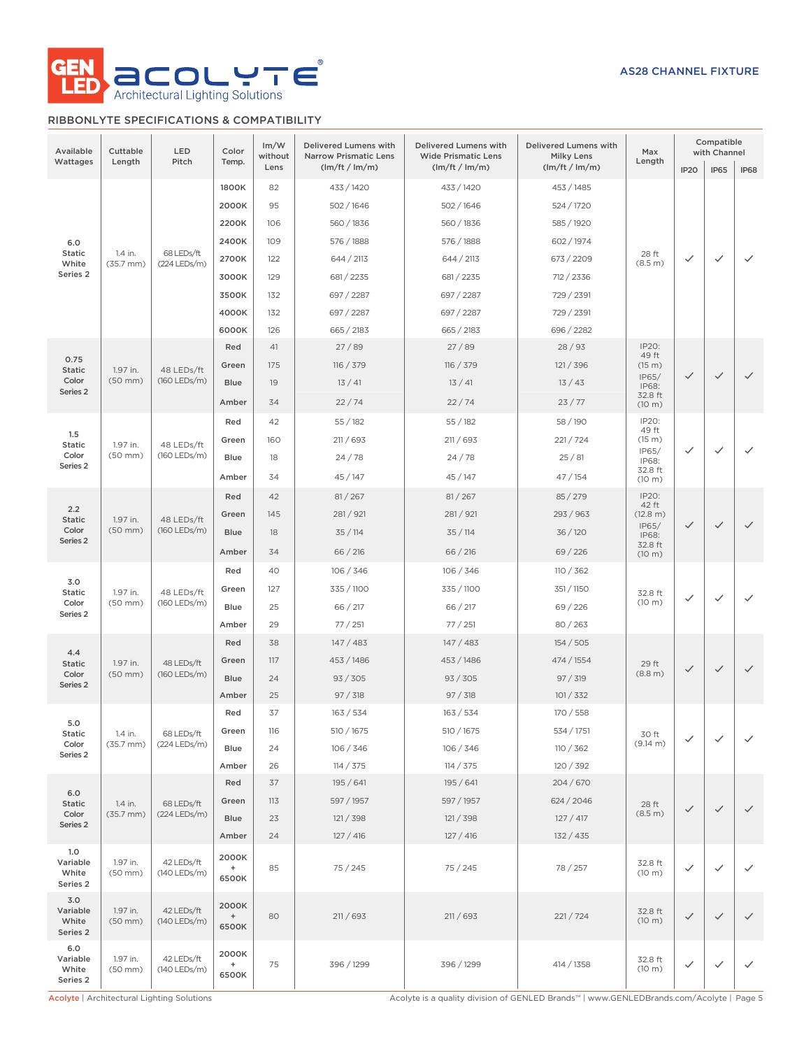# RIBBONLYTE SPECIFICATIONS & COMPATIBILITY

| Available Wattages | Cuttable Length | LED Pitch | Color Temp. | lm/W without Lens | Delivered Lumens with Narrow Prismatic Lens (lm/ft / lm/m) | Delivered Lumens with Wide Prismatic Lens (lm/ft / lm/m) | Delivered Lumens with Milky Lens (lm/ft / lm/m) | Max Length | Compatible with Channel | | |
|---|---|---|---|---|---|---|---|---|---|---|---|
| | | | | | | | | | IP20 | IP65 | IP68 |
| 6.0 Static White Series 2 | 1.4 in. (35.7 mm) | 68 LEDs/ft (224 LEDs/m) | 1800K | 82 | 433 / 1420 | 433 / 1420 | 453 / 1485 | 28 ft (8.5 m) | ✓ | ✓ | ✓ |
| | | | 2000K | 95 | 502 / 1646 | 502 / 1646 | 524 / 1720 | | | | |
| | | | 2200K | 106 | 560 / 1836 | 560 / 1836 | 585 / 1920 | | | | |
| | | | 2400K | 109 | 576 / 1888 | 576 / 1888 | 602 / 1974 | | | | |
| | | | 2700K | 122 | 644 / 2113 | 644 / 2113 | 673 / 2209 | | | | |
| | | | 3000K | 129 | 681 / 2235 | 681 / 2235 | 712 / 2336 | | | | |
| | | | 3500K | 132 | 697 / 2287 | 697 / 2287 | 729 / 2391 | | | | |
| | | | 4000K | 132 | 697 / 2287 | 697 / 2287 | 729 / 2391 | | | | |
| | | | 6000K | 126 | 665 / 2183 | 665 / 2183 | 696 / 2282 | | | | |
| 0.75 Static Color Series 2 | 1.97 in. (50 mm) | 48 LEDs/ft (160 LEDs/m) | Red | 41 | 27 / 89 | 27 / 89 | 28 / 93 | IP20: 49 ft (15 m) IP65/ IP68: 32.8 ft (10 m) | ✓ | ✓ | ✓ |
| | | | Green | 175 | 116 / 379 | 116 / 379 | 121 / 396 | | | | |
| | | | Blue | 19 | 13 / 41 | 13 / 41 | 13 / 43 | | | | |
| | | | Amber | 34 | 22 / 74 | 22 / 74 | 23 / 77 | | | | |
| 1.5 Static Color Series 2 | 1.97 in. (50 mm) | 48 LEDs/ft (160 LEDs/m) | Red | 42 | 55 / 182 | 55 / 182 | 58 / 190 | IP20: 49 ft (15 m) IP65/ IP68: 32.8 ft (10 m) | ✓ | ✓ | ✓ |
| | | | Green | 160 | 211 / 693 | 211 / 693 | 221 / 724 | | | | |
| | | | Blue | 18 | 24 / 78 | 24 / 78 | 25 / 81 | | | | |
| | | | Amber | 34 | 45 / 147 | 45 / 147 | 47 / 154 | | | | |
| 2.2 Static Color Series 2 | 1.97 in. (50 mm) | 48 LEDs/ft (160 LEDs/m) | Red | 42 | 81 / 267 | 81 / 267 | 85 / 279 | IP20: 42 ft (12.8 m) IP65/ IP68: 32.8 ft (10 m) | ✓ | ✓ | ✓ |
| | | | Green | 145 | 281 / 921 | 281 / 921 | 293 / 963 | | | | |
| | | | Blue | 18 | 35 / 114 | 35 / 114 | 36 / 120 | | | | |
| | | | Amber | 34 | 66 / 216 | 66 / 216 | 69 / 226 | | | | |
| 3.0 Static Color Series 2 | 1.97 in. (50 mm) | 48 LEDs/ft (160 LEDs/m) | Red | 40 | 106 / 346 | 106 / 346 | 110 / 362 | 32.8 ft (10 m) | ✓ | ✓ | ✓ |
| | | | Green | 127 | 335 / 1100 | 335 / 1100 | 351 / 1150 | | | | |
| | | | Blue | 25 | 66 / 217 | 66 / 217 | 69 / 226 | | | | |
| | | | Amber | 29 | 77 / 251 | 77 / 251 | 80 / 263 | | | | |
| 4.4 Static Color Series 2 | 1.97 in. (50 mm) | 48 LEDs/ft (160 LEDs/m) | Red | 38 | 147 / 483 | 147 / 483 | 154 / 505 | 29 ft (8.8 m) | ✓ | ✓ | ✓ |
| | | | Green | 117 | 453 / 1486 | 453 / 1486 | 474 / 1554 | | | | |
| | | | Blue | 24 | 93 / 305 | 93 / 305 | 97 / 319 | | | | |
| | | | Amber | 25 | 97 / 318 | 97 / 318 | 101 / 332 | | | | |
| 5.0 Static Color Series 2 | 1.4 in. (35.7 mm) | 68 LEDs/ft (224 LEDs/m) | Red | 37 | 163 / 534 | 163 / 534 | 170 / 558 | 30 ft (9.14 m) | ✓ | ✓ | ✓ |
| | | | Green | 116 | 510 / 1675 | 510 / 1675 | 534 / 1751 | | | | |
| | | | Blue | 24 | 106 / 346 | 106 / 346 | 110 / 362 | | | | |
| | | | Amber | 26 | 114 / 375 | 114 / 375 | 120 / 392 | | | | |
| 6.0 Static Color Series 2 | 1.4 in. (35.7 mm) | 68 LEDs/ft (224 LEDs/m) | Red | 37 | 195 / 641 | 195 / 641 | 204 / 670 | 28 ft (8.5 m) | ✓ | ✓ | ✓ |
| | | | Green | 113 | 597 / 1957 | 597 / 1957 | 624 / 2046 | | | | |
| | | | Blue | 23 | 121 / 398 | 121 / 398 | 127 / 417 | | | | |
| | | | Amber | 24 | 127 / 416 | 127 / 416 | 132 / 435 | | | | |
| 1.0 Variable White Series 2 | 1.97 in. (50 mm) | 42 LEDs/ft (140 LEDs/m) | 2000K + 6500K | 85 | 75 / 245 | 75 / 245 | 78 / 257 | 32.8 ft (10 m) | ✓ | ✓ | ✓ |
| 3.0 Variable White Series 2 | 1.97 in. (50 mm) | 42 LEDs/ft (140 LEDs/m) | 2000K + 6500K | 80 | 211 / 693 | 211 / 693 | 221 / 724 | 32.8 ft (10 m) | ✓ | ✓ | ✓ |
| 6.0 Variable White Series 2 | 1.97 in. (50 mm) | 42 LEDs/ft (140 LEDs/m) | 2000K + 6500K | 75 | 396 / 1299 | 396 / 1299 | 414 / 1358 | 32.8 ft (10 m) | ✓ | ✓ | ✓ |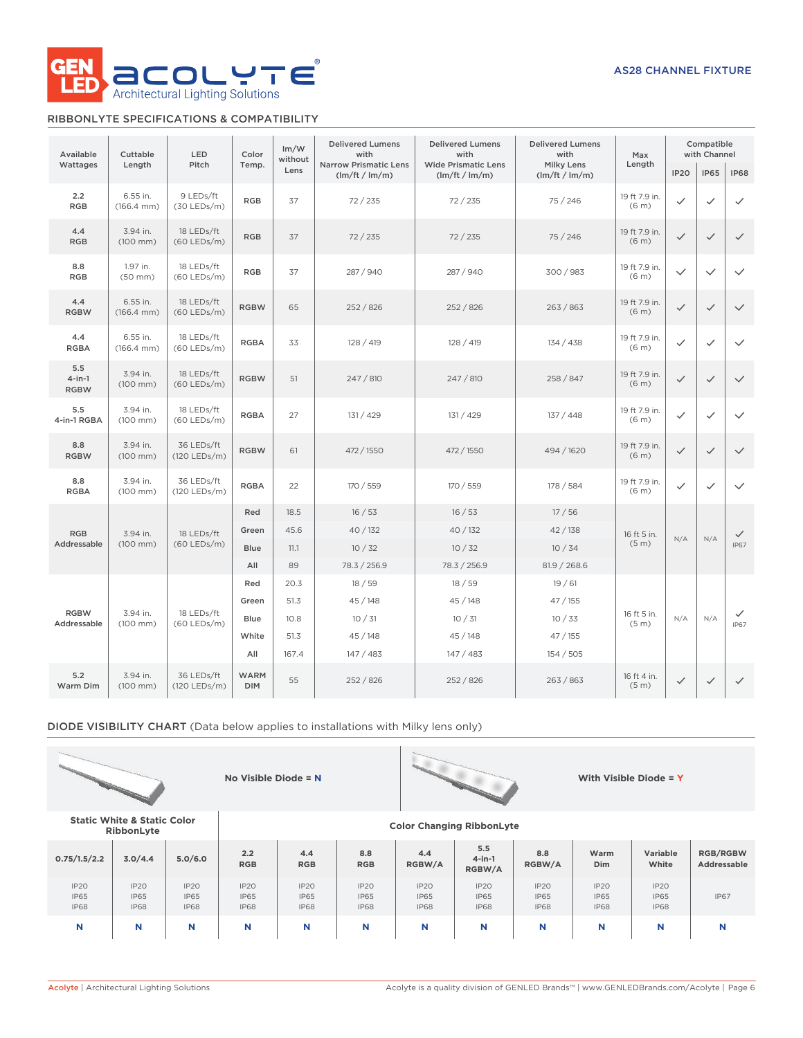GEN LED **acolyte**® Architectural Lighting Solutions

**AS28 CHANNEL FIXTURE**

## RIBBONLYTE SPECIFICATIONS & COMPATIBILITY

| Available Wattages | Cuttable Length | LED Pitch | Color Temp. | lm/W without Lens | Delivered Lumens with Narrow Prismatic Lens (lm/ft / lm/m) | Delivered Lumens with Wide Prismatic Lens (lm/ft / lm/m) | Delivered Lumens with Milky Lens (lm/m / lm/m) | Max Length | Compatible with Channel | | |
|---|---|---|---|---|---|---|---|---|---|---|---|
| | | | | | | | | | IP20 | IP65 | IP68 |
| 2.2 RGB | 6.55 in. (166.4 mm) | 9 LEDs/ft (30 LEDs/m) | RGB | 37 | 72 / 235 | 72 / 235 | 75 / 246 | 19 ft 7.9 in. (6 m) | ✓ | ✓ | ✓ |
| 4.4 RGB | 3.94 in. (100 mm) | 18 LEDs/ft (60 LEDs/m) | RGB | 37 | 72 / 235 | 72 / 235 | 75 / 246 | 19 ft 7.9 in. (6 m) | ✓ | ✓ | ✓ |
| 8.8 RGB | 1.97 in. (50 mm) | 18 LEDs/ft (60 LEDs/m) | RGB | 37 | 287 / 940 | 287 / 940 | 300 / 983 | 19 ft 7.9 in. (6 m) | ✓ | ✓ | ✓ |
| 4.4 RGBW | 6.55 in. (166.4 mm) | 18 LEDs/ft (60 LEDs/m) | RGBW | 65 | 252 / 826 | 252 / 826 | 263 / 863 | 19 ft 7.9 in. (6 m) | ✓ | ✓ | ✓ |
| 4.4 RGBA | 6.55 in. (166.4 mm) | 18 LEDs/ft (60 LEDs/m) | RGBA | 33 | 128 / 419 | 128 / 419 | 134 / 438 | 19 ft 7.9 in. (6 m) | ✓ | ✓ | ✓ |
| 5.5 4-in-1 RGBW | 3.94 in. (100 mm) | 18 LEDs/ft (60 LEDs/m) | RGBW | 51 | 247 / 810 | 247 / 810 | 258 / 847 | 19 ft 7.9 in. (6 m) | ✓ | ✓ | ✓ |
| 5.5 4-in-1 RGBA | 3.94 in. (100 mm) | 18 LEDs/ft (60 LEDs/m) | RGBA | 27 | 131 / 429 | 131 / 429 | 137 / 448 | 19 ft 7.9 in. (6 m) | ✓ | ✓ | ✓ |
| 8.8 RGBW | 3.94 in. (100 mm) | 36 LEDs/ft (120 LEDs/m) | RGBW | 61 | 472 / 1550 | 472 / 1550 | 494 / 1620 | 19 ft 7.9 in. (6 m) | ✓ | ✓ | ✓ |
| 8.8 RGBA | 3.94 in. (100 mm) | 36 LEDs/ft (120 LEDs/m) | RGBA | 22 | 170 / 559 | 170 / 559 | 178 / 584 | 19 ft 7.9 in. (6 m) | ✓ | ✓ | ✓ |
| RGB Addressable | 3.94 in. (100 mm) | 18 LEDs/ft (60 LEDs/m) | Red | 18.5 | 16 / 53 | 16 / 53 | 17 / 56 | 16 ft 5 in. (5 m) | N/A | N/A | ✓ IP67 |
| | | | Green | 45.6 | 40 / 132 | 40 / 132 | 42 / 138 | | | | |
| | | | Blue | 11.1 | 10 / 32 | 10 / 32 | 10 / 34 | | | | |
| | | | All | 89 | 78.3 / 256.9 | 78.3 / 256.9 | 81.9 / 268.6 | | | | |
| RGBW Addressable | 3.94 in. (100 mm) | 18 LEDs/ft (60 LEDs/m) | Red | 20.3 | 18 / 59 | 18 / 59 | 19 / 61 | 16 ft 5 in. (5 m) | N/A | N/A | ✓ IP67 |
| | | | Green | 51.3 | 45 / 148 | 45 / 148 | 47 / 155 | | | | |
| | | | Blue | 10.8 | 10 / 31 | 10 / 31 | 10 / 33 | | | | |
| | | | White | 51.3 | 45 / 148 | 45 / 148 | 47 / 155 | | | | |
| | | | All | 167.4 | 147 / 483 | 147 / 483 | 154 / 505 | | | | |
| 5.2 Warm Dim | 3.94 in. (100 mm) | 36 LEDs/ft (120 LEDs/m) | WARM DIM | 55 | 252 / 826 | 252 / 826 | 263 / 863 | 16 ft 4 in. (5 m) | ✓ | ✓ | ✓ |

## DIODE VISIBILITY CHART (Data below applies to installations with Milky lens only)

**No Visible Diode = N** | **With Visible Diode = Y**

| Static White & Static Color RibbonLyte | | | Color Changing RibbonLyte | | | | | | | | |
|---|---|---|---|---|---|---|---|---|---|---|---|
| 0.75/1.5/2.2 | 3.0/4.4 | 5.0/6.0 | 2.2 RGB | 4.4 RGB | 8.8 RGB | 4.4 RGBW/A | 5.5 4-in-1 RGBW/A | 8.8 RGBW/A | Warm Dim | Variable White | RGB/RGBW Addressable |
| IP20 IP65 IP68 | IP20 IP65 IP68 | IP20 IP65 IP68 | IP20 IP65 IP68 | IP20 IP65 IP68 | IP20 IP65 IP68 | IP20 IP65 IP68 | IP20 IP65 IP68 | IP20 IP65 IP68 | IP20 IP65 IP68 | IP20 IP65 IP68 | IP67 |
| N | N | N | N | N | N | N | N | N | N | N | N |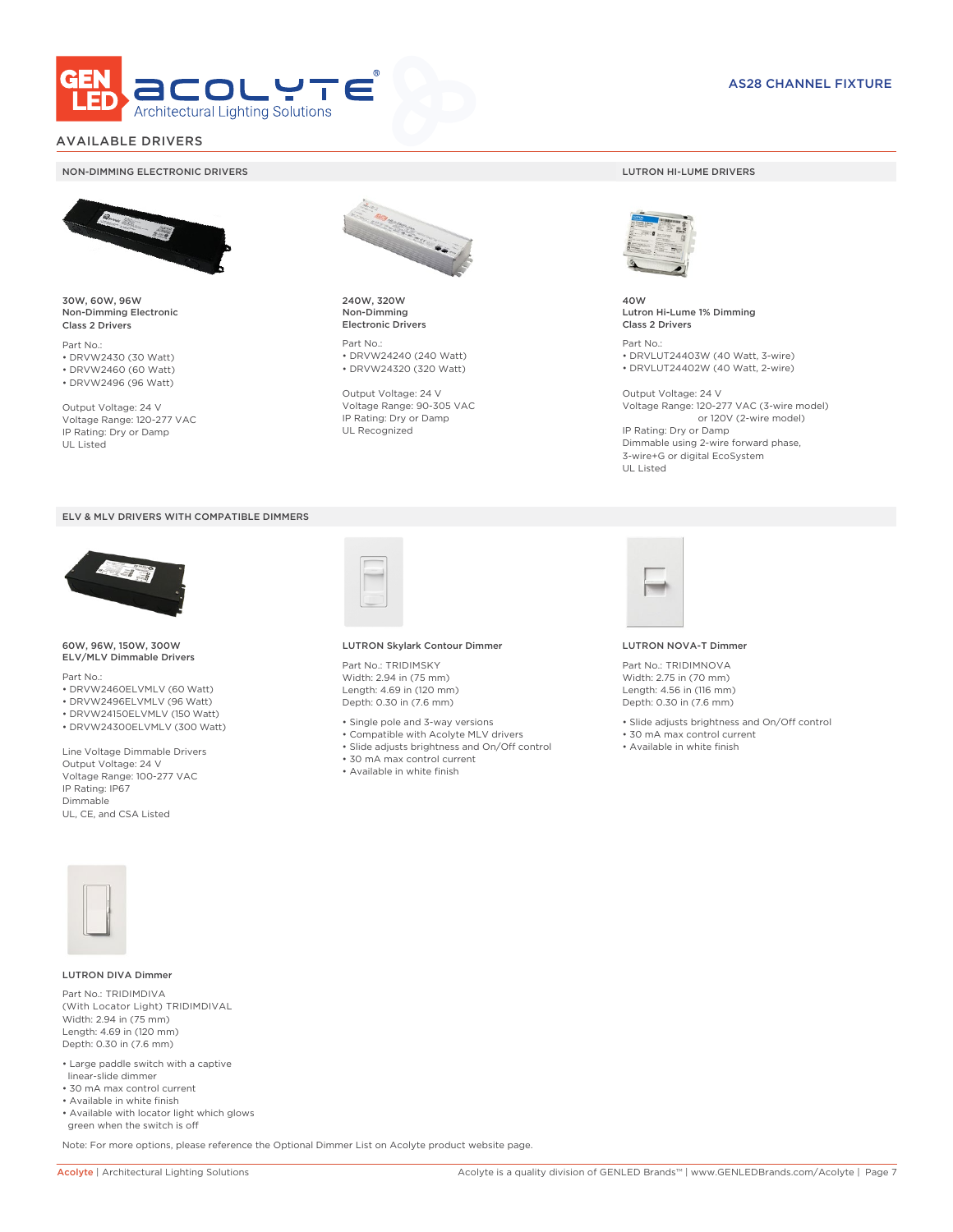AS28 CHANNEL FIXTURE

## AVAILABLE DRIVERS

### NON-DIMMING ELECTRONIC DRIVERS

**30W, 60W, 96W**
**Non-Dimming Electronic**
**Class 2 Drivers**

Part No.:
- DRVW2430 (30 Watt)
- DRVW2460 (60 Watt)
- DRVW2496 (96 Watt)

Output Voltage: 24 V
Voltage Range: 120-277 VAC
IP Rating: Dry or Damp
UL Listed

**240W, 320W**
**Non-Dimming**
**Electronic Drivers**

Part No.:
- DRVW24240 (240 Watt)
- DRVW24320 (320 Watt)

Output Voltage: 24 V
Voltage Range: 90-305 VAC
IP Rating: Dry or Damp
UL Recognized

### LUTRON HI-LUME DRIVERS

**40W**
**Lutron Hi-Lume 1% Dimming**
**Class 2 Drivers**

Part No.:
- DRVLUT24403W (40 Watt, 3-wire)
- DRVLUT24402W (40 Watt, 2-wire)

Output Voltage: 24 V
Voltage Range: 120-277 VAC (3-wire model)
or 120V (2-wire model)
IP Rating: Dry or Damp
Dimmable using 2-wire forward phase,
3-wire+G or digital EcoSystem
UL Listed

### ELV & MLV DRIVERS WITH COMPATIBLE DIMMERS

**60W, 96W, 150W, 300W**
**ELV/MLV Dimmable Drivers**

Part No.:
- DRVW2460ELVMLV (60 Watt)
- DRVW2496ELVMLV (96 Watt)
- DRVW24150ELVMLV (150 Watt)
- DRVW24300ELVMLV (300 Watt)

Line Voltage Dimmable Drivers
Output Voltage: 24 V
Voltage Range: 100-277 VAC
IP Rating: IP67
Dimmable
UL, CE, and CSA Listed

**LUTRON Skylark Contour Dimmer**

Part No.: TRIDIMSKY
Width: 2.94 in (75 mm)
Length: 4.69 in (120 mm)
Depth: 0.30 in (7.6 mm)

- Single pole and 3-way versions
- Compatible with Acolyte MLV drivers
- Slide adjusts brightness and On/Off control
- 30 mA max control current
- Available in white finish

**LUTRON NOVA-T Dimmer**

Part No.: TRIDIMNOVA
Width: 2.75 in (70 mm)
Length: 4.56 in (116 mm)
Depth: 0.30 in (7.6 mm)

- Slide adjusts brightness and On/Off control
- 30 mA max control current
- Available in white finish

**LUTRON DIVA Dimmer**

Part No.: TRIDIMDIVA
(With Locator Light) TRIDIMDIVAL
Width: 2.94 in (75 mm)
Length: 4.69 in (120 mm)
Depth: 0.30 in (7.6 mm)

- Large paddle switch with a captive linear-slide dimmer
- 30 mA max control current
- Available in white finish
- Available with locator light which glows green when the switch is off

Note: For more options, please reference the Optional Dimmer List on Acolyte product website page.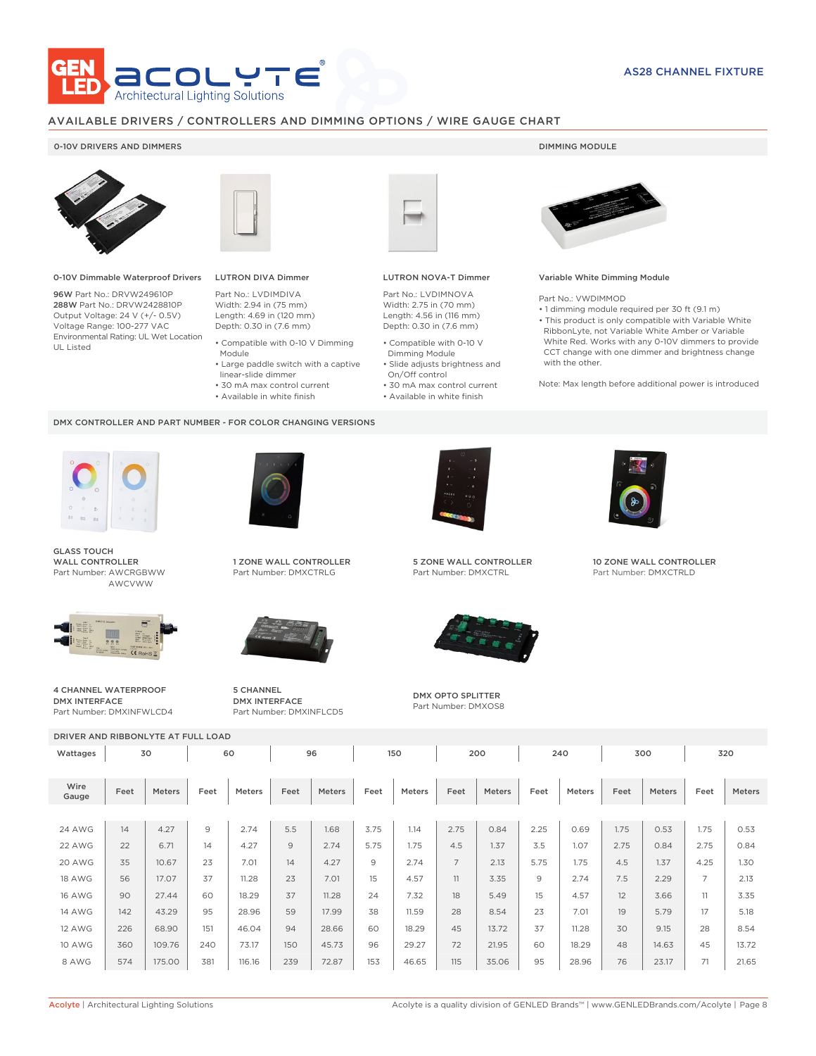AS28 CHANNEL FIXTURE

## AVAILABLE DRIVERS / CONTROLLERS AND DIMMING OPTIONS / WIRE GAUGE CHART

### 0-10V DRIVERS AND DIMMERS

**0-10V Dimmable Waterproof Drivers**

**96W** Part No.: DRVW249610P
**288W** Part No.: DRVW2428810P
Output Voltage: 24 V (+/- 0.5V)
Voltage Range: 100-277 VAC
Environmental Rating: UL Wet Location
UL Listed

**LUTRON DIVA Dimmer**

Part No.: LVDIMDIVA
Width: 2.94 in (75 mm)
Length: 4.69 in (120 mm)
Depth: 0.30 in (7.6 mm)

- Compatible with 0-10 V Dimming Module
- Large paddle switch with a captive linear-slide dimmer
- 30 mA max control current
- Available in white finish

**LUTRON NOVA-T Dimmer**

Part No.: LVDIMNOVA
Width: 2.75 in (70 mm)
Length: 4.56 in (116 mm)
Depth: 0.30 in (7.6 mm)

- Compatible with 0-10 V Dimming Module
- Slide adjusts brightness and On/Off control
- 30 mA max control current
- Available in white finish

### DIMMING MODULE

**Variable White Dimming Module**

Part No.: VWDIMMOD

- 1 dimming module required per 30 ft (9.1 m)
- This product is only compatible with Variable White RibbonLyte, not Variable White Amber or Variable White Red. Works with any 0-10V dimmers to provide CCT change with one dimmer and brightness change with the other.

Note: Max length before additional power is introduced

### DMX CONTROLLER AND PART NUMBER - FOR COLOR CHANGING VERSIONS

**GLASS TOUCH WALL CONTROLLER**
Part Number: AWCRGBWW
AWCVWW

**1 ZONE WALL CONTROLLER**
Part Number: DMXCTRLG

**5 ZONE WALL CONTROLLER**
Part Number: DMXCTRL

**10 ZONE WALL CONTROLLER**
Part Number: DMXCTRLD

**4 CHANNEL WATERPROOF DMX INTERFACE**
Part Number: DMXINFWLCD4

**5 CHANNEL DMX INTERFACE**
Part Number: DMXINFLCD5

**DMX OPTO SPLITTER**
Part Number: DMXOS8

### DRIVER AND RIBBONLYTE AT FULL LOAD

| Wattages | 30 | | 60 | | 96 | | 150 | | 200 | | 240 | | 300 | | 320 | |
|---|---|---|---|---|---|---|---|---|---|---|---|---|---|---|---|---|
| Wire Gauge | Feet | Meters | Feet | Meters | Feet | Meters | Feet | Meters | Feet | Meters | Feet | Meters | Feet | Meters | Feet | Meters |
| 24 AWG | 14 | 4.27 | 9 | 2.74 | 5.5 | 1.68 | 3.75 | 1.14 | 2.75 | 0.84 | 2.25 | 0.69 | 1.75 | 0.53 | 1.75 | 0.53 |
| 22 AWG | 22 | 6.71 | 14 | 4.27 | 9 | 2.74 | 5.75 | 1.75 | 4.5 | 1.37 | 3.5 | 1.07 | 2.75 | 0.84 | 2.75 | 0.84 |
| 20 AWG | 35 | 10.67 | 23 | 7.01 | 14 | 4.27 | 9 | 2.74 | 7 | 2.13 | 5.75 | 1.75 | 4.5 | 1.37 | 4.25 | 1.30 |
| 18 AWG | 56 | 17.07 | 37 | 11.28 | 23 | 7.01 | 15 | 4.57 | 11 | 3.35 | 9 | 2.74 | 7.5 | 2.29 | 7 | 2.13 |
| 16 AWG | 90 | 27.44 | 60 | 18.29 | 37 | 11.28 | 24 | 7.32 | 18 | 5.49 | 15 | 4.57 | 12 | 3.66 | 11 | 3.35 |
| 14 AWG | 142 | 43.29 | 95 | 28.96 | 59 | 17.99 | 38 | 11.59 | 28 | 8.54 | 23 | 7.01 | 19 | 5.79 | 17 | 5.18 |
| 12 AWG | 226 | 68.90 | 151 | 46.04 | 94 | 28.66 | 60 | 18.29 | 45 | 13.72 | 37 | 11.28 | 30 | 9.15 | 28 | 8.54 |
| 10 AWG | 360 | 109.76 | 240 | 73.17 | 150 | 45.73 | 96 | 29.27 | 72 | 21.95 | 60 | 18.29 | 48 | 14.63 | 45 | 13.72 |
| 8 AWG | 574 | 175.00 | 381 | 116.16 | 239 | 72.87 | 153 | 46.65 | 115 | 35.06 | 95 | 28.96 | 76 | 23.17 | 71 | 21.65 |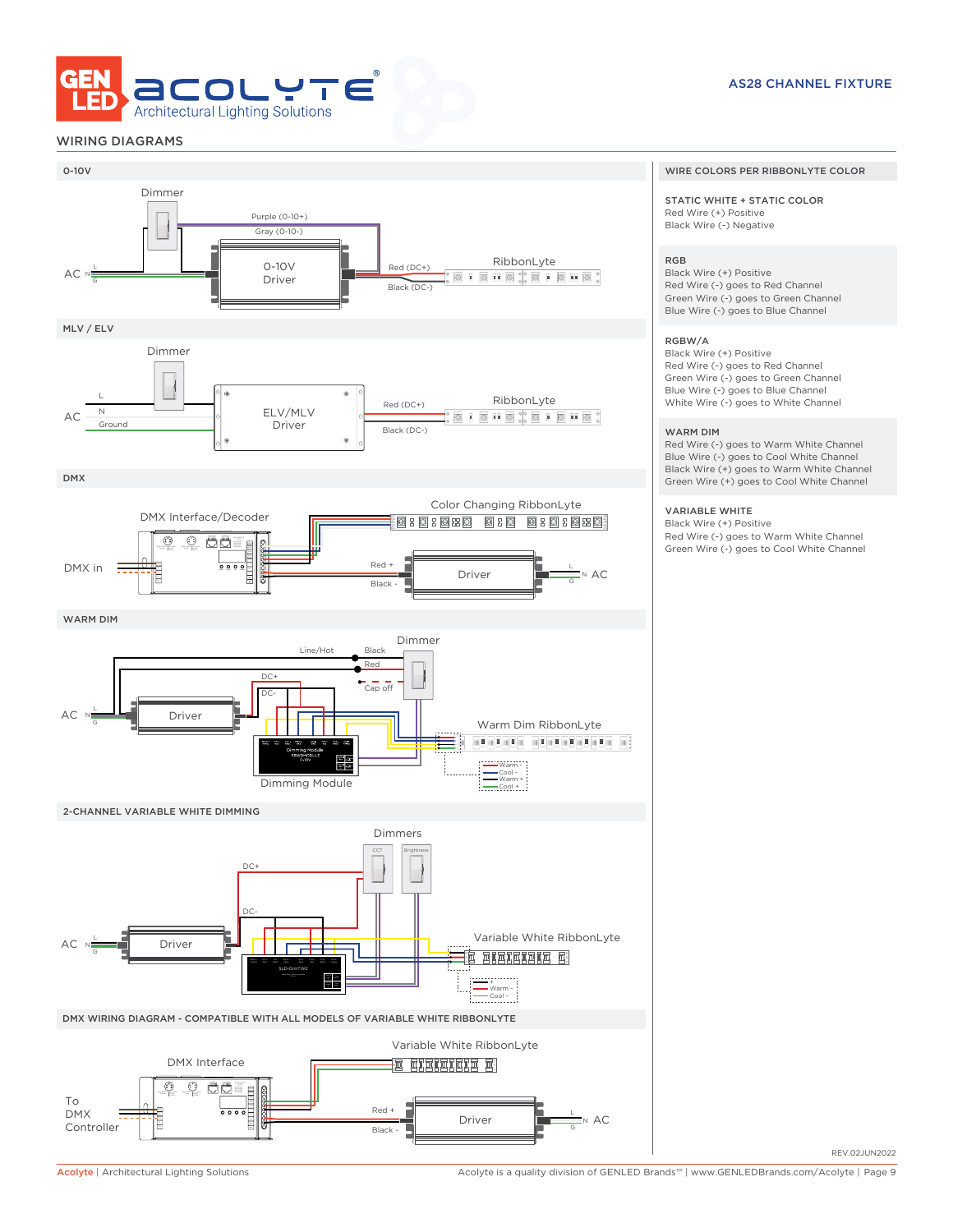AS28 CHANNEL FIXTURE

## WIRING DIAGRAMS

### 0-10V

Dimmer

Purple (0-10+)

Gray (0-10-)

AC

L

N

G

0-10V Driver

Red (DC+)

Black (DC-)

RibbonLyte

### MLV / ELV

Dimmer

L

N

AC

Ground

ELV/MLV Driver

Red (DC+)

Black (DC-)

RibbonLyte

### DMX

DMX Interface/Decoder

Color Changing RibbonLyte

DMX in

Red +

Black -

Driver

L

N AC

G

### WARM DIM

Dimmer

Line/Hot

Black

Red

Cap off

DC+

DC-

AC

L

N

G

Driver

Warm Dim RibbonLyte

Dimming Module

Warm -

Cool -

Warm +

Cool +

### 2-CHANNEL VARIABLE WHITE DIMMING

Dimmers

CCT

Brightness

DC+

DC-

AC

L

N

G

Driver

Variable White RibbonLyte

Warm -

Cool -

### DMX WIRING DIAGRAM - COMPATIBLE WITH ALL MODELS OF VARIABLE WHITE RIBBONLYTE

Variable White RibbonLyte

DMX Interface

To DMX Controller

Red +

Black -

Driver

L

N AC

G

## WIRE COLORS PER RIBBONLYTE COLOR

**STATIC WHITE + STATIC COLOR**
Red Wire (+) Positive
Black Wire (-) Negative

**RGB**
Black Wire (+) Positive
Red Wire (-) goes to Red Channel
Green Wire (-) goes to Green Channel
Blue Wire (-) goes to Blue Channel

**RGBW/A**
Black Wire (+) Positive
Red Wire (-) goes to Red Channel
Green Wire (-) goes to Green Channel
Blue Wire (-) goes to Blue Channel
White Wire (-) goes to White Channel

**WARM DIM**
Red Wire (-) goes to Warm White Channel
Blue Wire (-) goes to Cool White Channel
Black Wire (+) goes to Warm White Channel
Green Wire (+) goes to Cool White Channel

**VARIABLE WHITE**
Black Wire (+) Positive
Red Wire (-) goes to Warm White Channel
Green Wire (-) goes to Cool White Channel

REV.02JUN2022